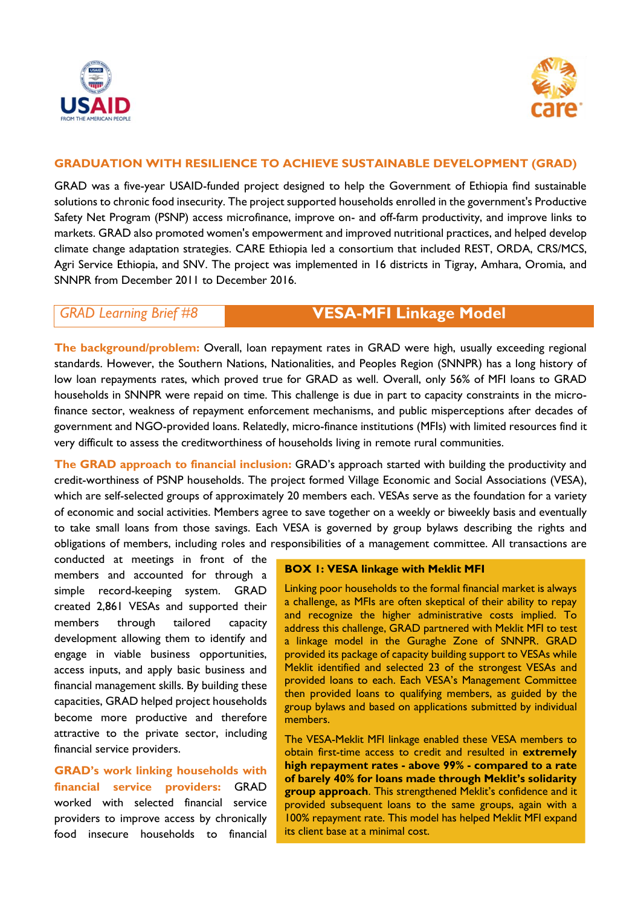## GRADUATION WITH RESILIENCE TO ACHIEVE SUSTAINABLE DEVELOPMENT (GRAD)

GRAD was a five-year USAID-funded project designed to help the Government of Ethiopia find sustainable solutions to chronic food insecurity. The project supported households enrolled in the government's Productive Safety Net Program (PSNP) access microfinance, improve on- and off-farm productivity, and improve links to markets. GRAD also promoted women's empowerment and improved nutritional practices, and helped develop climate change adaptation strategies. CARE Ethiopia led a consortium that included REST, ORDA, CRS/MCS, Agri Service Ethiopia, and SNV. The project was implemented in 16 districts in Tigray, Amhara, Oromia, and SNNPR from December 2011 to December 2016.

*GRAD Learning Brief #8*

# VESA-MFI Linkage Model

**The background/problem:** Overall, loan repayment rates in GRAD were high, usually exceeding regional standards. However, the Southern Nations, Nationalities, and Peoples Region (SNNPR) has a long history of low loan repayments rates, which proved true for GRAD as well. Overall, only 56% of MFI loans to GRAD households in SNNPR were repaid on time. This challenge is due in part to capacity constraints in the micro-finance sector, weakness of repayment enforcement mechanisms, and public misperceptions after decades of government and NGO-provided loans. Relatedly, micro-finance institutions (MFIs) with limited resources find it very difficult to assess the creditworthiness of households living in remote rural communities.

**The GRAD approach to financial inclusion:** GRAD's approach started with building the productivity and credit-worthiness of PSNP households. The project formed Village Economic and Social Associations (VESA), which are self-selected groups of approximately 20 members each. VESAs serve as the foundation for a variety of economic and social activities. Members agree to save together on a weekly or biweekly basis and eventually to take small loans from those savings. Each VESA is governed by group bylaws describing the rights and obligations of members, including roles and responsibilities of a management committee. All transactions are conducted at meetings in front of the members and accounted for through a simple record-keeping system. GRAD created 2,861 VESAs and supported their members through tailored capacity development allowing them to identify and engage in viable business opportunities, access inputs, and apply basic business and financial management skills. By building these capacities, GRAD helped project households become more productive and therefore attractive to the private sector, including financial service providers.

**GRAD's work linking households with financial service providers:** GRAD worked with selected financial service providers to improve access by chronically food insecure households to financial

> **BOX 1: VESA linkage with Meklit MFI**
>
> Linking poor households to the formal financial market is always a challenge, as MFIs are often skeptical of their ability to repay and recognize the higher administrative costs implied. To address this challenge, GRAD partnered with Meklit MFI to test a linkage model in the Guraghe Zone of SNNPR. GRAD provided its package of capacity building support to VESAs while Meklit identified and selected 23 of the strongest VESAs and provided loans to each. Each VESA's Management Committee then provided loans to qualifying members, as guided by the group bylaws and based on applications submitted by individual members.
>
> The VESA-Meklit MFI linkage enabled these VESA members to obtain first-time access to credit and resulted in **extremely high repayment rates - above 99% - compared to a rate of barely 40% for loans made through Meklit's solidarity group approach**. This strengthened Meklit's confidence and it provided subsequent loans to the same groups, again with a 100% repayment rate. This model has helped Meklit MFI expand its client base at a minimal cost.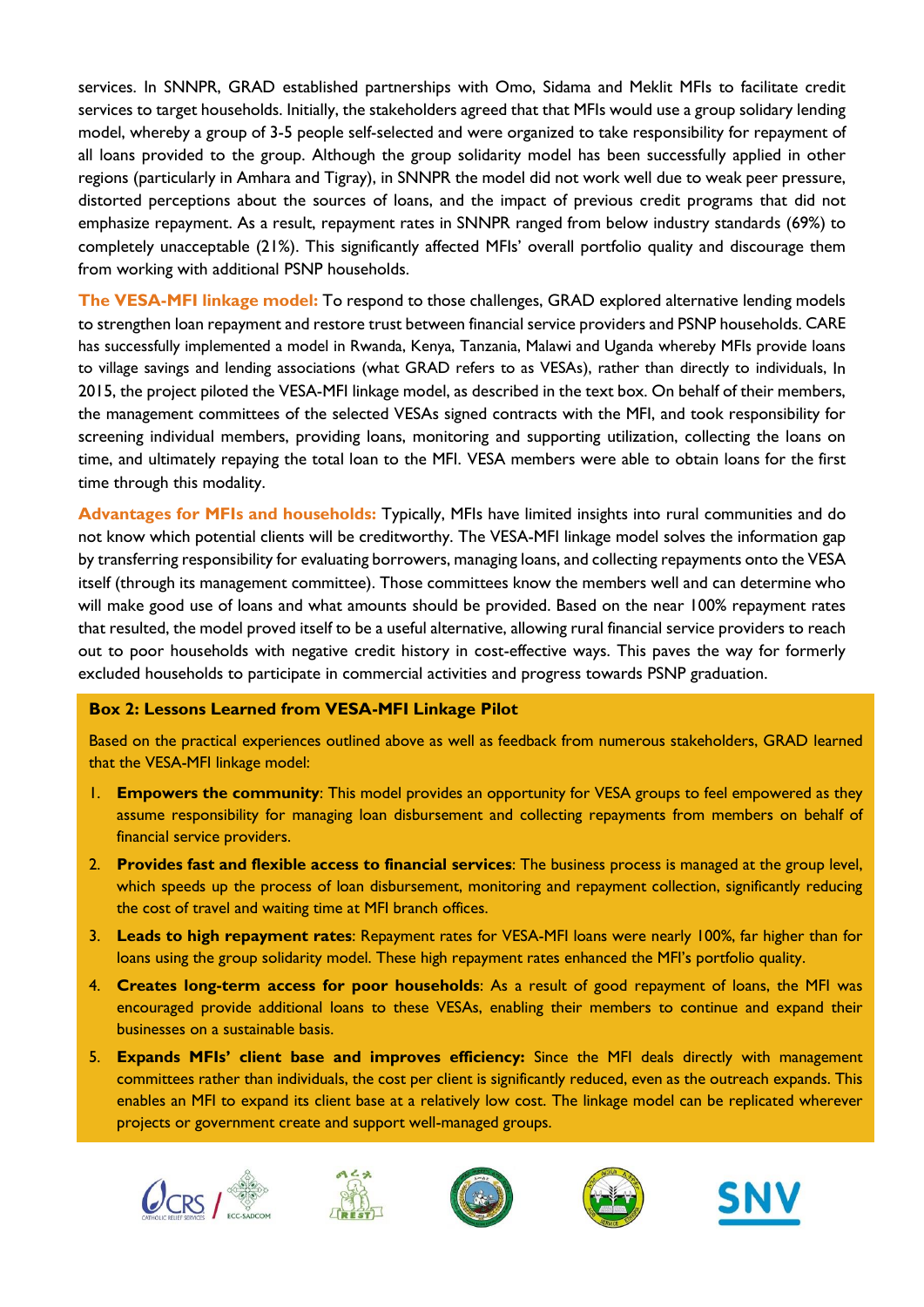services. In SNNPR, GRAD established partnerships with Omo, Sidama and Meklit MFIs to facilitate credit services to target households. Initially, the stakeholders agreed that that MFIs would use a group solidary lending model, whereby a group of 3-5 people self-selected and were organized to take responsibility for repayment of all loans provided to the group. Although the group solidarity model has been successfully applied in other regions (particularly in Amhara and Tigray), in SNNPR the model did not work well due to weak peer pressure, distorted perceptions about the sources of loans, and the impact of previous credit programs that did not emphasize repayment. As a result, repayment rates in SNNPR ranged from below industry standards (69%) to completely unacceptable (21%). This significantly affected MFIs' overall portfolio quality and discourage them from working with additional PSNP households.

**The VESA-MFI linkage model:** To respond to those challenges, GRAD explored alternative lending models to strengthen loan repayment and restore trust between financial service providers and PSNP households. CARE has successfully implemented a model in Rwanda, Kenya, Tanzania, Malawi and Uganda whereby MFIs provide loans to village savings and lending associations (what GRAD refers to as VESAs), rather than directly to individuals, In 2015, the project piloted the VESA-MFI linkage model, as described in the text box. On behalf of their members, the management committees of the selected VESAs signed contracts with the MFI, and took responsibility for screening individual members, providing loans, monitoring and supporting utilization, collecting the loans on time, and ultimately repaying the total loan to the MFI. VESA members were able to obtain loans for the first time through this modality.

**Advantages for MFIs and households:** Typically, MFIs have limited insights into rural communities and do not know which potential clients will be creditworthy. The VESA-MFI linkage model solves the information gap by transferring responsibility for evaluating borrowers, managing loans, and collecting repayments onto the VESA itself (through its management committee). Those committees know the members well and can determine who will make good use of loans and what amounts should be provided. Based on the near 100% repayment rates that resulted, the model proved itself to be a useful alternative, allowing rural financial service providers to reach out to poor households with negative credit history in cost-effective ways. This paves the way for formerly excluded households to participate in commercial activities and progress towards PSNP graduation.

**Box 2: Lessons Learned from VESA-MFI Linkage Pilot**

Based on the practical experiences outlined above as well as feedback from numerous stakeholders, GRAD learned that the VESA-MFI linkage model:

1. **Empowers the community**: This model provides an opportunity for VESA groups to feel empowered as they assume responsibility for managing loan disbursement and collecting repayments from members on behalf of financial service providers.
2. **Provides fast and flexible access to financial services**: The business process is managed at the group level, which speeds up the process of loan disbursement, monitoring and repayment collection, significantly reducing the cost of travel and waiting time at MFI branch offices.
3. **Leads to high repayment rates**: Repayment rates for VESA-MFI loans were nearly 100%, far higher than for loans using the group solidarity model. These high repayment rates enhanced the MFI's portfolio quality.
4. **Creates long-term access for poor households**: As a result of good repayment of loans, the MFI was encouraged provide additional loans to these VESAs, enabling their members to continue and expand their businesses on a sustainable basis.
5. **Expands MFIs' client base and improves efficiency:** Since the MFI deals directly with management committees rather than individuals, the cost per client is significantly reduced, even as the outreach expands. This enables an MFI to expand its client base at a relatively low cost. The linkage model can be replicated wherever projects or government create and support well-managed groups.